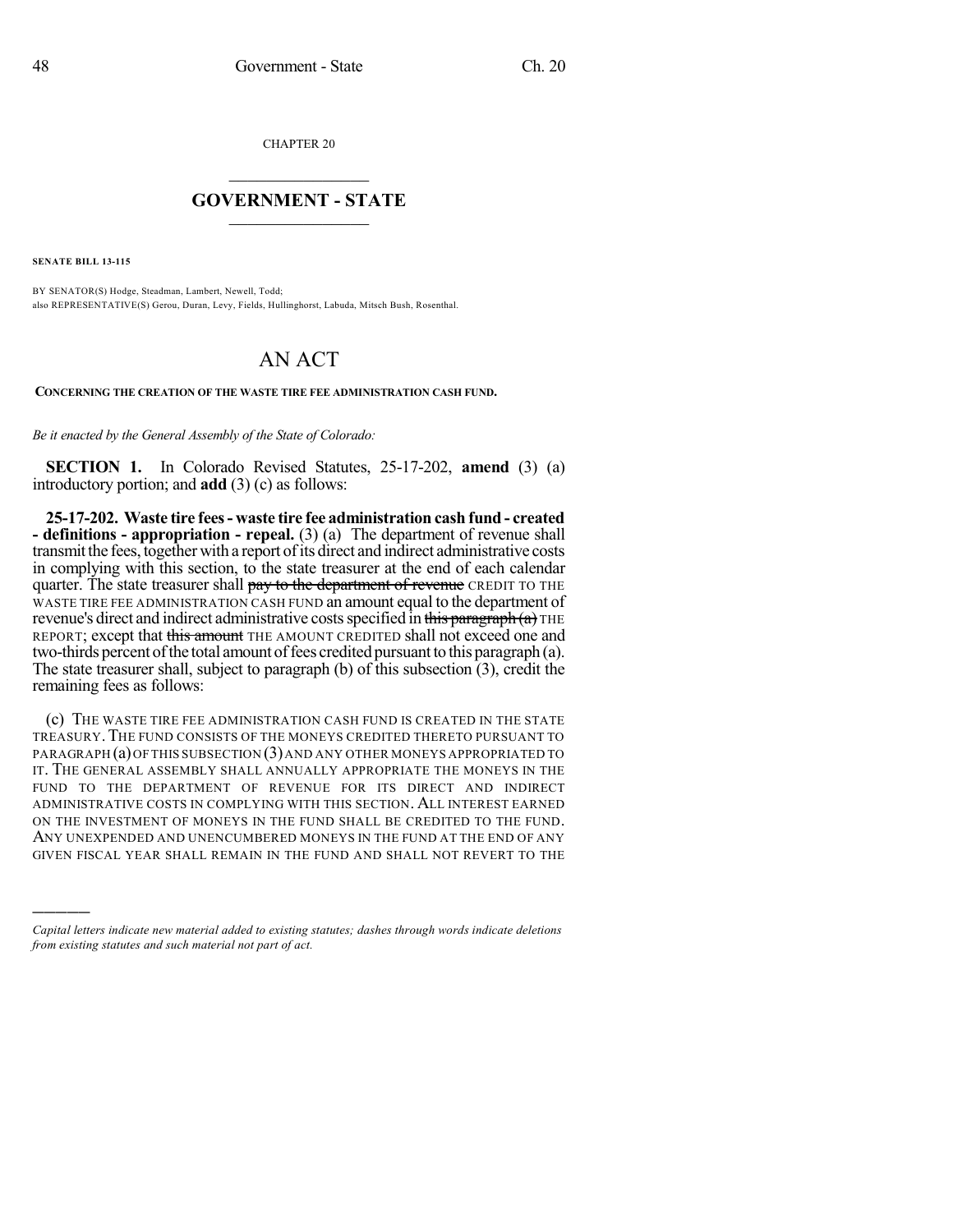CHAPTER 20

## GOVERNMENT - STATE

**SENATE BILL 13-115**

BY SENATOR(S) Hodge, Steadman, Lambert, Newell, Todd;
also REPRESENTATIVE(S) Gerou, Duran, Levy, Fields, Hullinghorst, Labuda, Mitsch Bush, Rosenthal.

# AN ACT

**CONCERNING THE CREATION OF THE WASTE TIRE FEE ADMINISTRATION CASH FUND.**

*Be it enacted by the General Assembly of the State of Colorado:*

**SECTION 1.** In Colorado Revised Statutes, 25-17-202, **amend** (3) (a) introductory portion; and **add** (3) (c) as follows:

**25-17-202. Waste tire fees - waste tire fee administration cash fund - created - definitions - appropriation - repeal.** (3) (a) The department of revenue shall transmit the fees, together with a report of its direct and indirect administrative costs in complying with this section, to the state treasurer at the end of each calendar quarter. The state treasurer shall ~~pay to the department of revenue~~ CREDIT TO THE WASTE TIRE FEE ADMINISTRATION CASH FUND an amount equal to the department of revenue's direct and indirect administrative costs specified in ~~this paragraph (a)~~ THE REPORT; except that ~~this amount~~ THE AMOUNT CREDITED shall not exceed one and two-thirds percent of the total amount of fees credited pursuant to this paragraph (a). The state treasurer shall, subject to paragraph (b) of this subsection (3), credit the remaining fees as follows:

(c) THE WASTE TIRE FEE ADMINISTRATION CASH FUND IS CREATED IN THE STATE TREASURY. THE FUND CONSISTS OF THE MONEYS CREDITED THERETO PURSUANT TO PARAGRAPH (a) OF THIS SUBSECTION (3) AND ANY OTHER MONEYS APPROPRIATED TO IT. THE GENERAL ASSEMBLY SHALL ANNUALLY APPROPRIATE THE MONEYS IN THE FUND TO THE DEPARTMENT OF REVENUE FOR ITS DIRECT AND INDIRECT ADMINISTRATIVE COSTS IN COMPLYING WITH THIS SECTION. ALL INTEREST EARNED ON THE INVESTMENT OF MONEYS IN THE FUND SHALL BE CREDITED TO THE FUND. ANY UNEXPENDED AND UNENCUMBERED MONEYS IN THE FUND AT THE END OF ANY GIVEN FISCAL YEAR SHALL REMAIN IN THE FUND AND SHALL NOT REVERT TO THE

*Capital letters indicate new material added to existing statutes; dashes through words indicate deletions from existing statutes and such material not part of act.*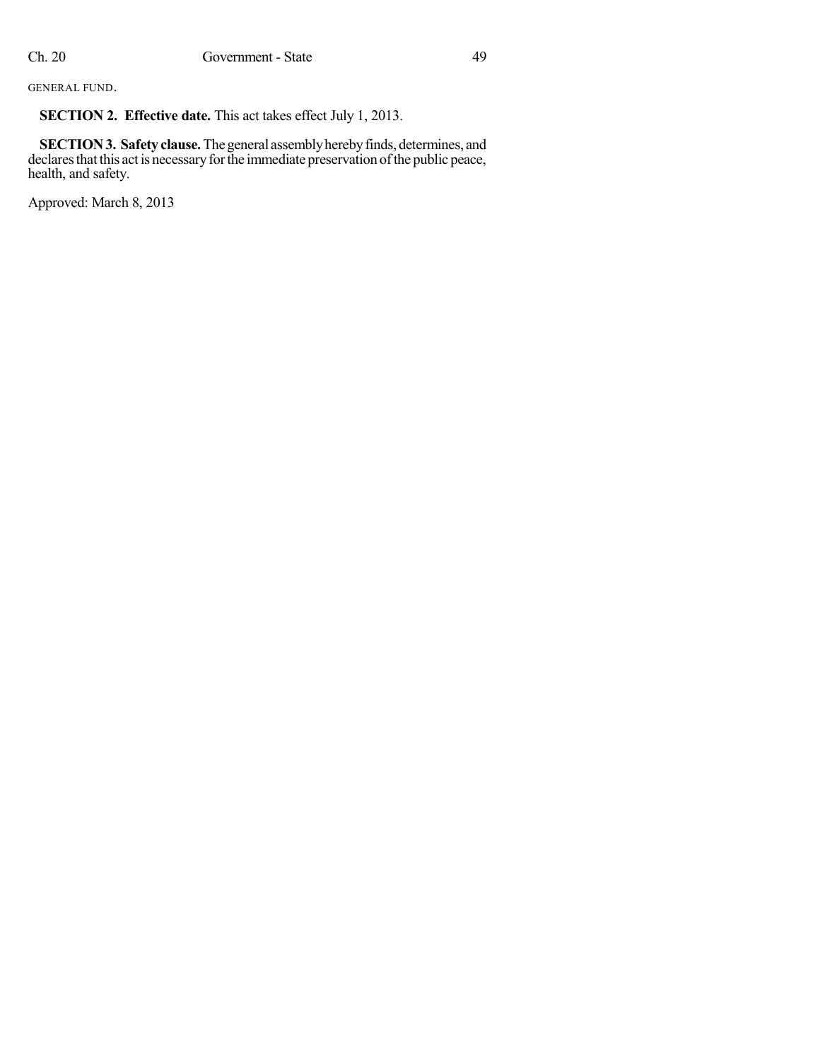GENERAL FUND.

**SECTION 2. Effective date.** This act takes effect July 1, 2013.

**SECTION 3. Safety clause.** The general assembly hereby finds, determines, and declares that this act is necessary for the immediate preservation of the public peace, health, and safety.

Approved: March 8, 2013